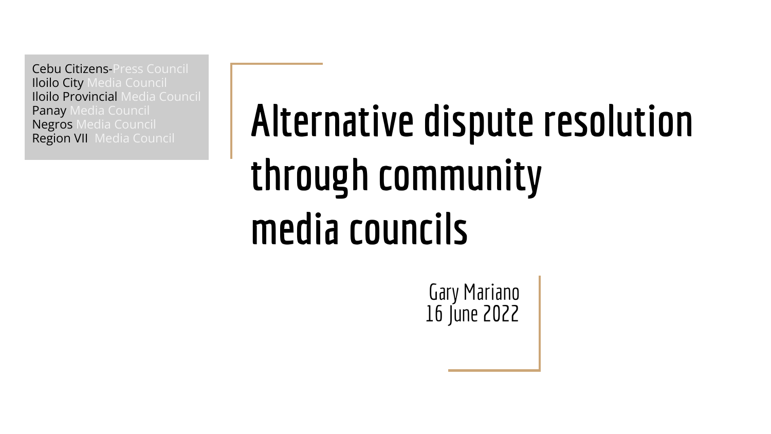Cebu Citizens-Press Council
Iloilo City Media Council
Iloilo Provincial Media Council
Panay Media Council
Negros Media Council
Region VII Media Council

# Alternative dispute resolution through community media councils

Gary Mariano
16 June 2022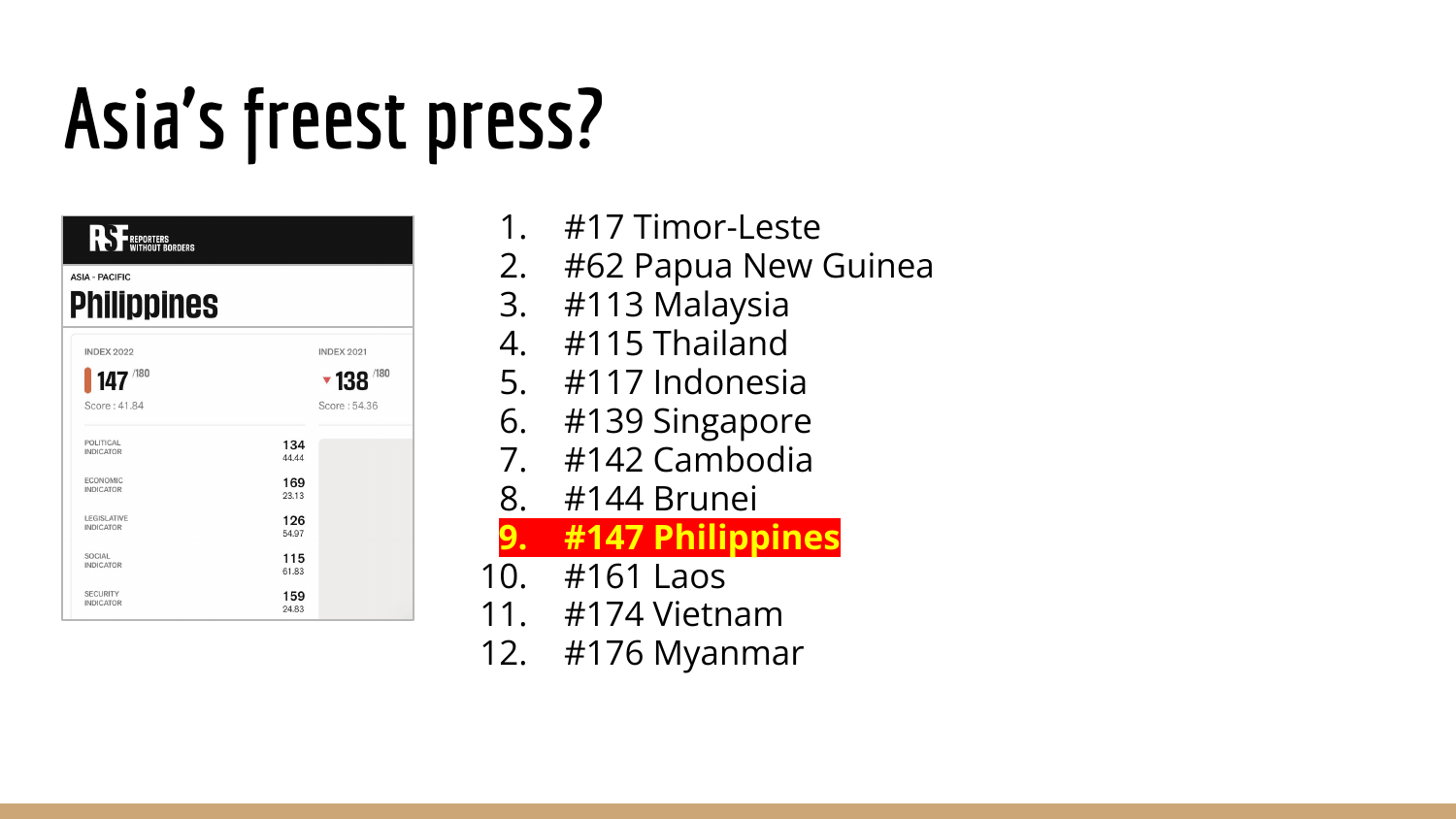# Asia's freest press?

REPORTERS WITHOUT BORDERS

ASIA - PACIFIC

**Philippines**

| INDEX 2022 | | INDEX 2021 |
|---|---|---|
| 147 /180 | | ▾ 138 /180 |
| Score : 41.84 | | Score : 54.36 |
| POLITICAL INDICATOR | 134 44.44 | |
| ECONOMIC INDICATOR | 169 23.13 | |
| LEGISLATIVE INDICATOR | 126 54.97 | |
| SOCIAL INDICATOR | 115 61.83 | |
| SECURITY INDICATOR | 159 24.83 | |

1. #17 Timor-Leste
2. #62 Papua New Guinea
3. #113 Malaysia
4. #115 Thailand
5. #117 Indonesia
6. #139 Singapore
7. #142 Cambodia
8. #144 Brunei
9. **#147 Philippines**
10. #161 Laos
11. #174 Vietnam
12. #176 Myanmar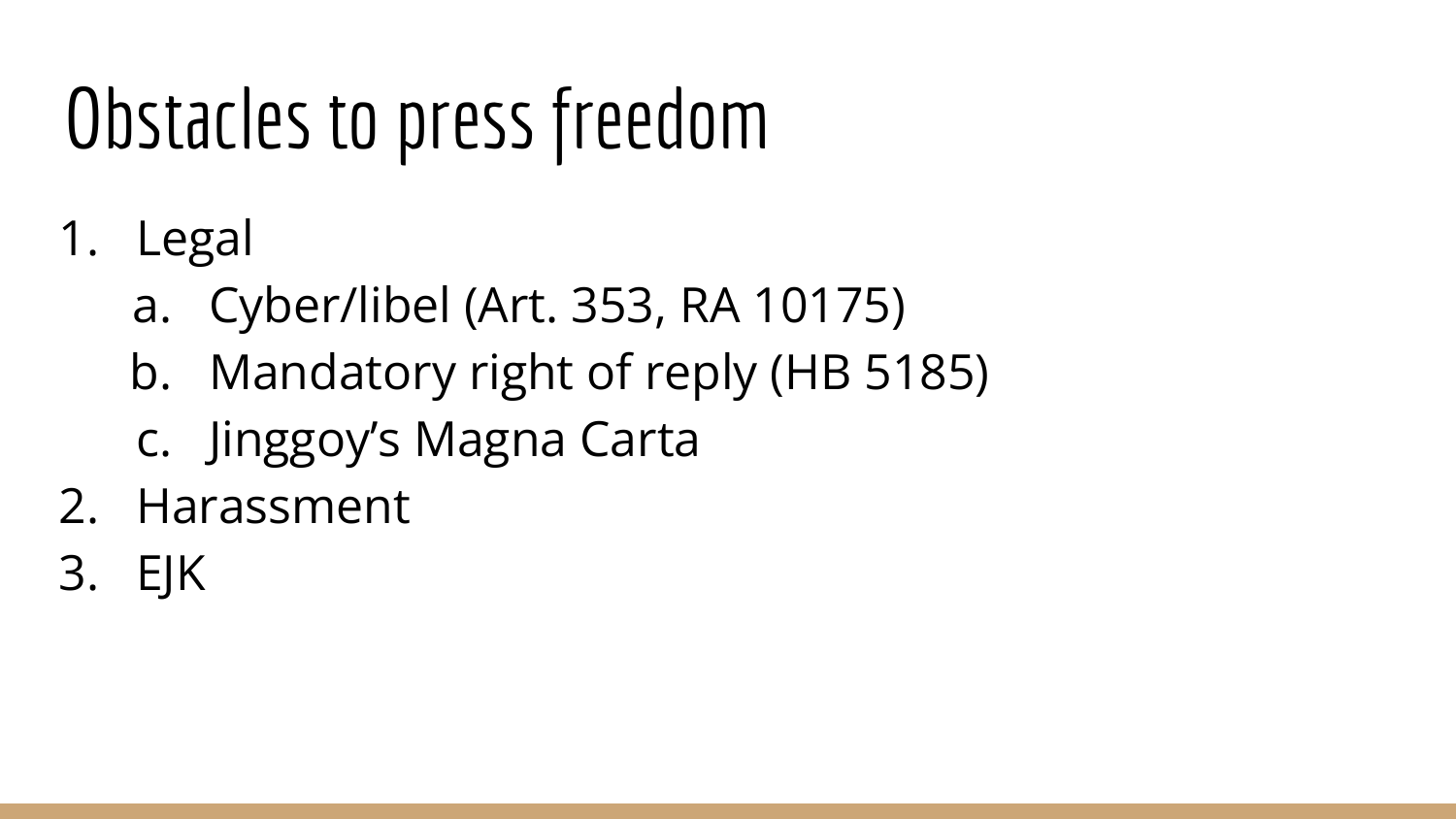# Obstacles to press freedom

1. Legal
    a. Cyber/libel (Art. 353, RA 10175)
    b. Mandatory right of reply (HB 5185)
    c. Jinggoy's Magna Carta
2. Harassment
3. EJK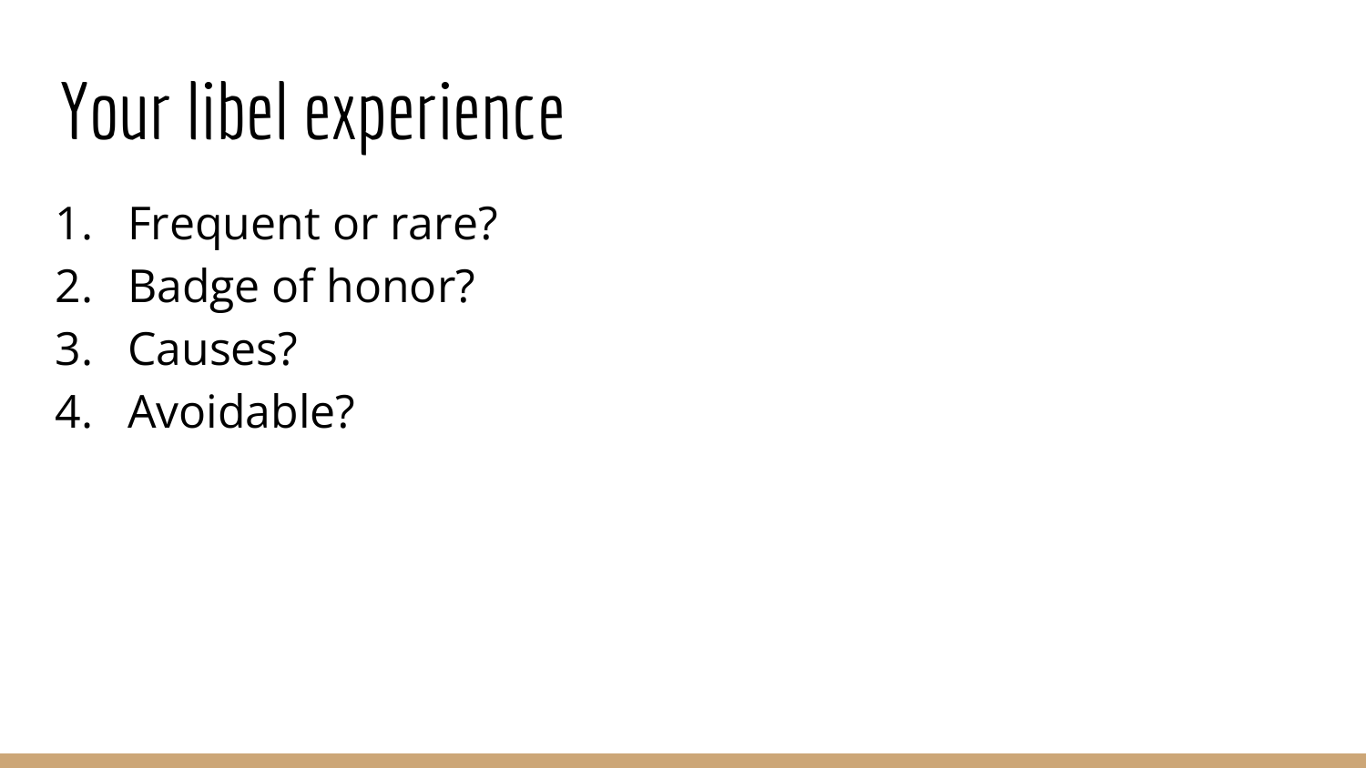# Your libel experience

1. Frequent or rare?
2. Badge of honor?
3. Causes?
4. Avoidable?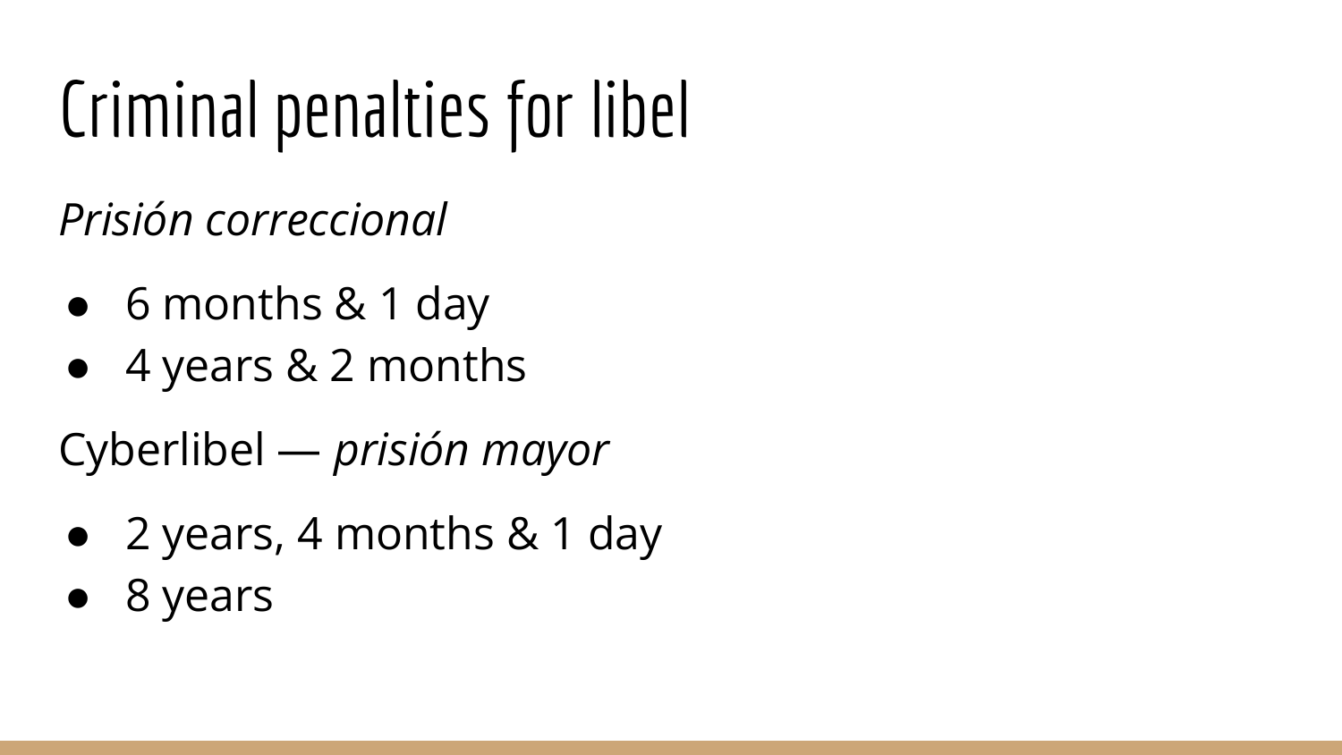# Criminal penalties for libel

*Prisión correccional*

- 6 months & 1 day
- 4 years & 2 months

Cyberlibel — *prisión mayor*

- 2 years, 4 months & 1 day
- 8 years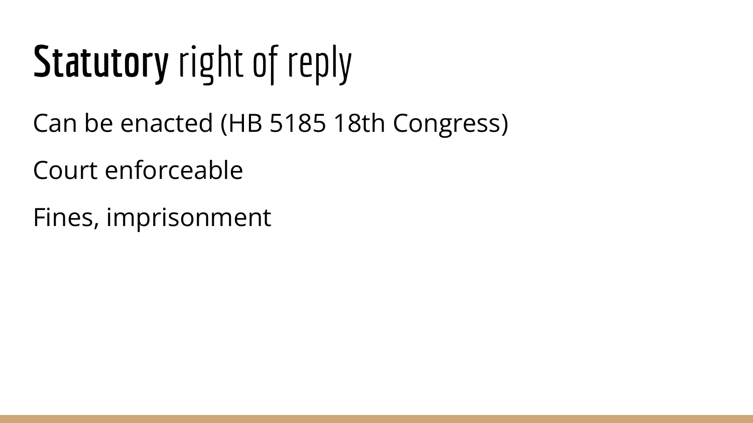# **Statutory** right of reply

Can be enacted (HB 5185 18th Congress)

Court enforceable

Fines, imprisonment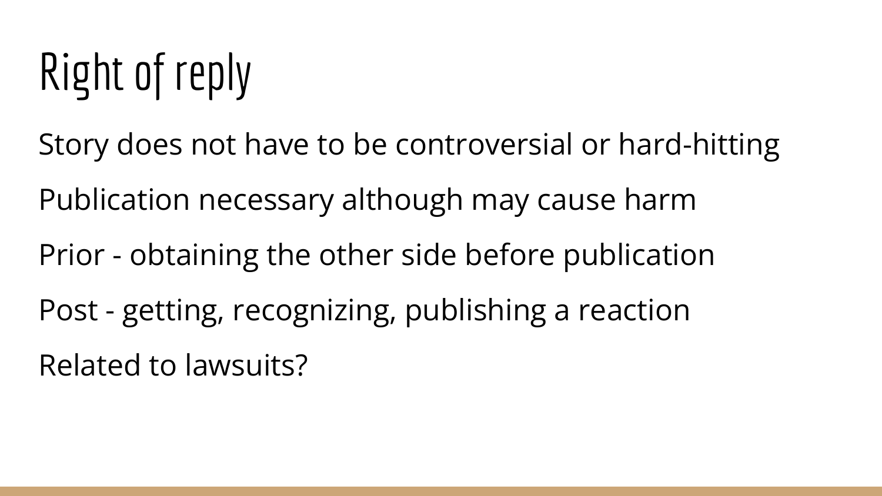# Right of reply

Story does not have to be controversial or hard-hitting

Publication necessary although may cause harm

Prior - obtaining the other side before publication

Post - getting, recognizing, publishing a reaction

Related to lawsuits?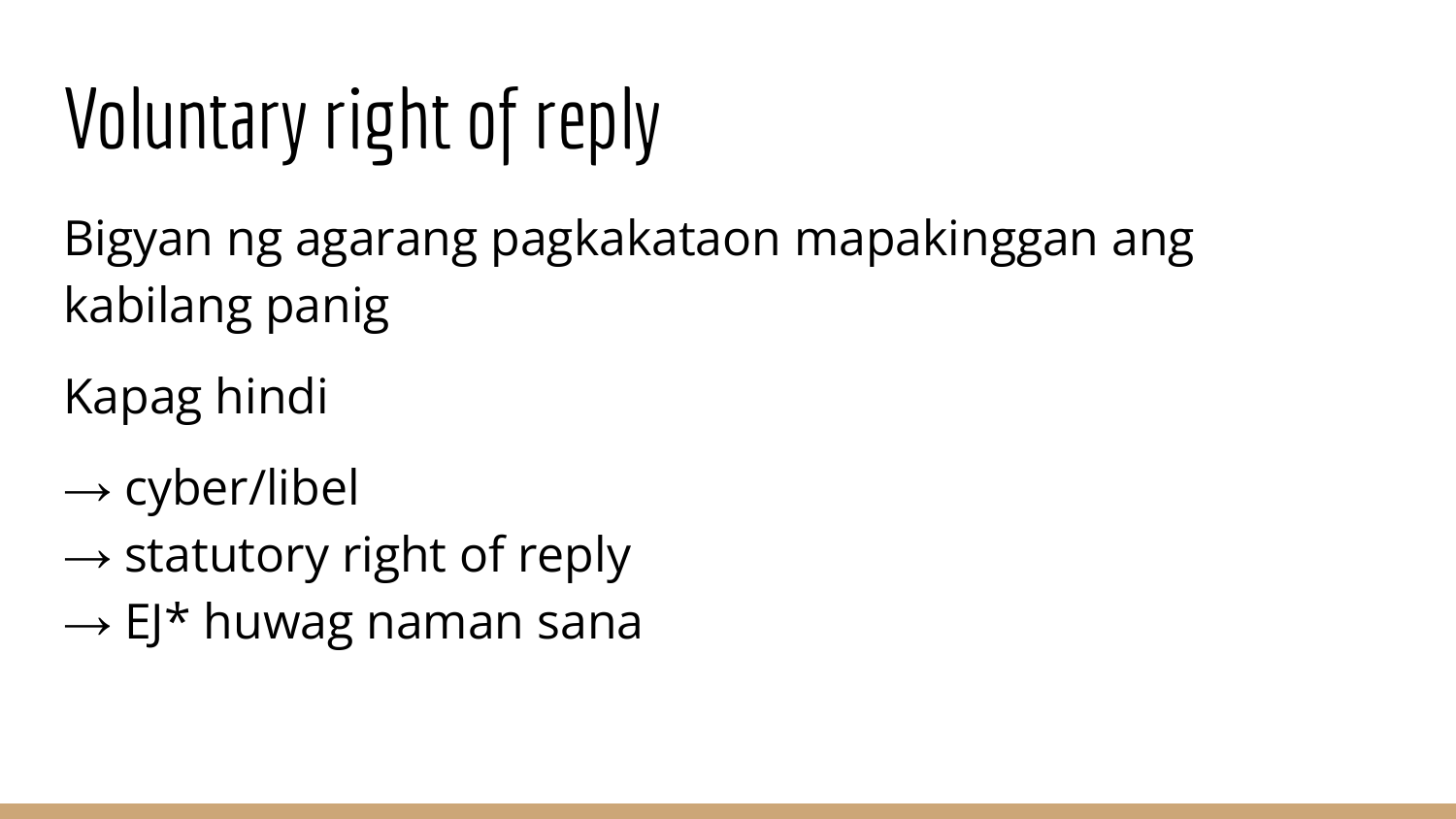# Voluntary right of reply

Bigyan ng agarang pagkakataon mapakinggan ang kabilang panig

Kapag hindi

→ cyber/libel
→ statutory right of reply
→ EJ* huwag naman sana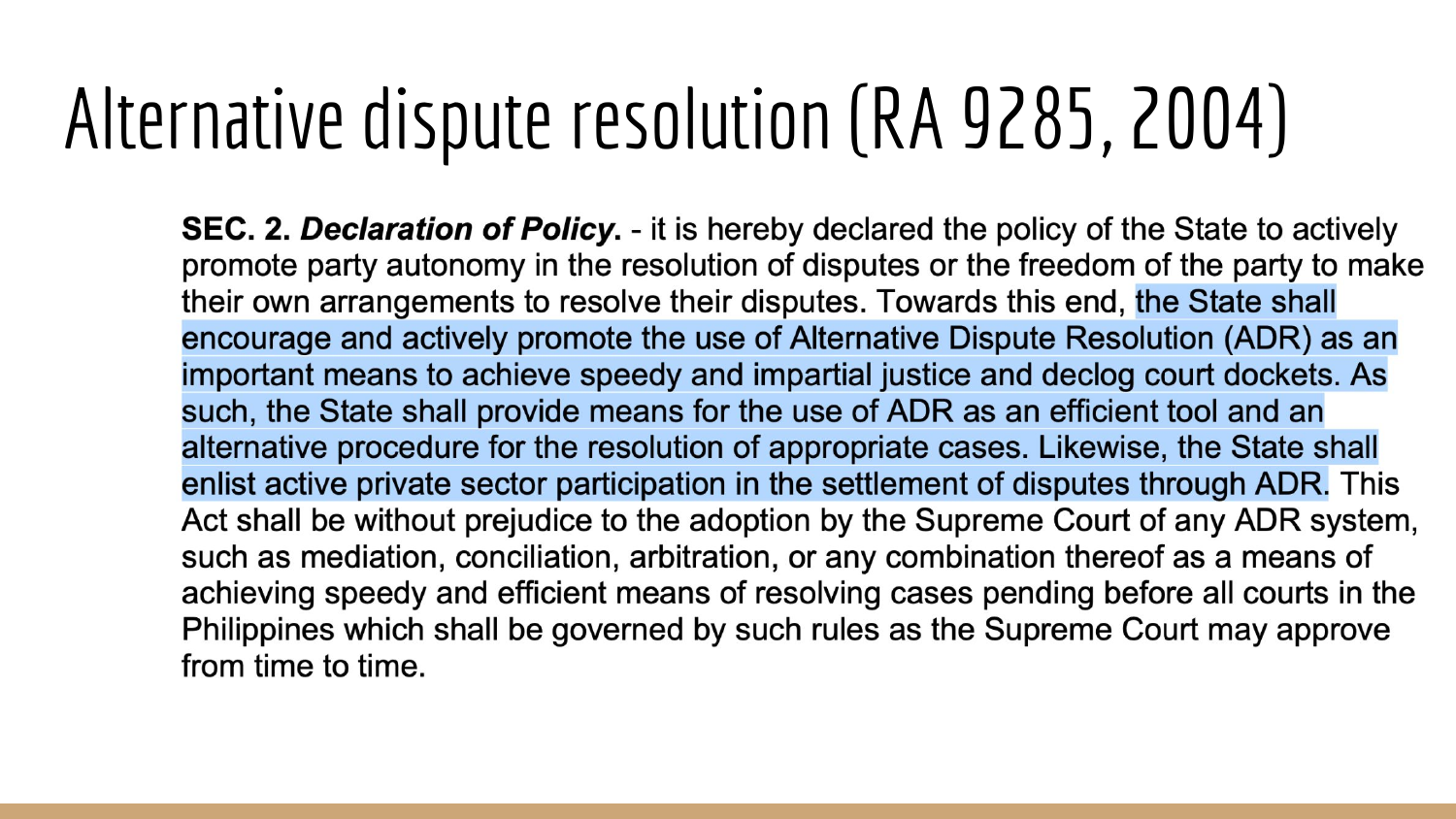# Alternative dispute resolution (RA 9285, 2004)

**SEC. 2. *Declaration of Policy*.** - it is hereby declared the policy of the State to actively promote party autonomy in the resolution of disputes or the freedom of the party to make their own arrangements to resolve their disputes. Towards this end, the State shall encourage and actively promote the use of Alternative Dispute Resolution (ADR) as an important means to achieve speedy and impartial justice and declog court dockets. As such, the State shall provide means for the use of ADR as an efficient tool and an alternative procedure for the resolution of appropriate cases. Likewise, the State shall enlist active private sector participation in the settlement of disputes through ADR. This Act shall be without prejudice to the adoption by the Supreme Court of any ADR system, such as mediation, conciliation, arbitration, or any combination thereof as a means of achieving speedy and efficient means of resolving cases pending before all courts in the Philippines which shall be governed by such rules as the Supreme Court may approve from time to time.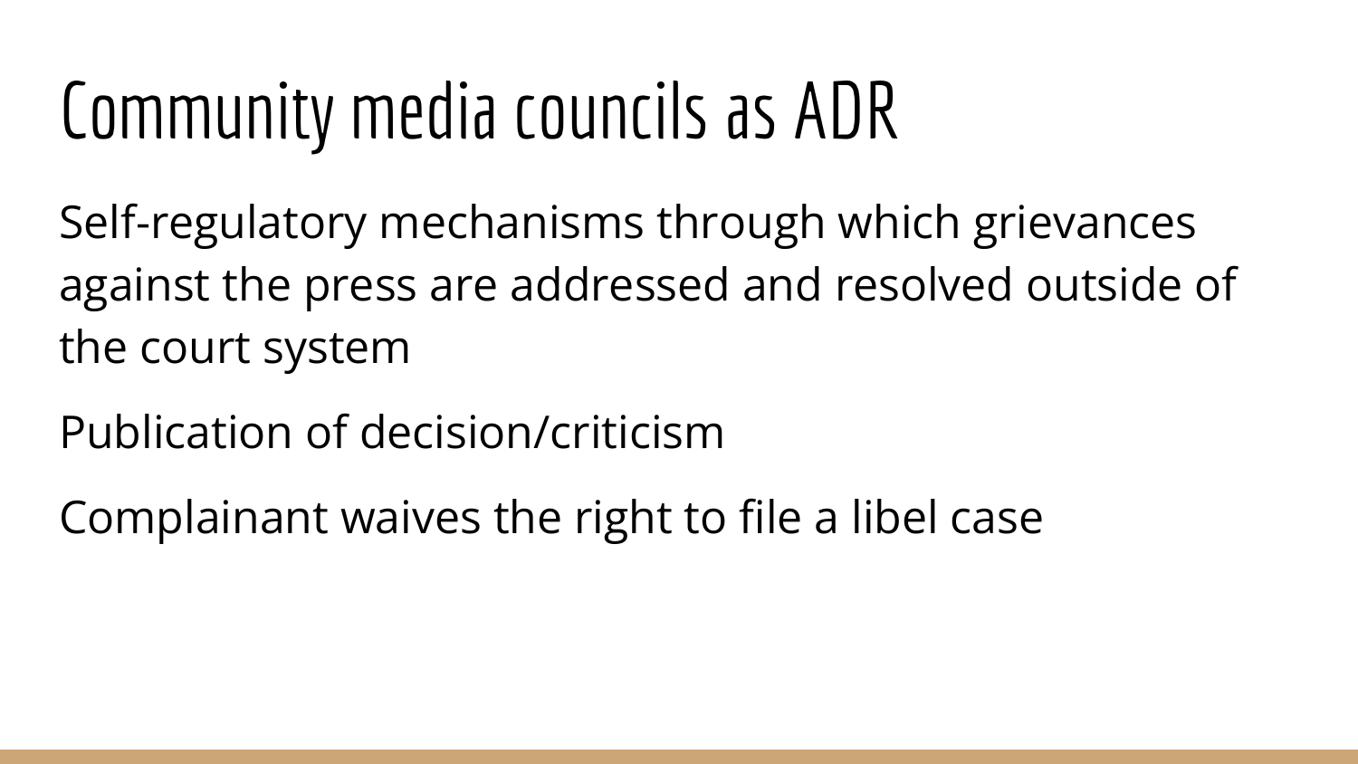# Community media councils as ADR

Self-regulatory mechanisms through which grievances against the press are addressed and resolved outside of the court system

Publication of decision/criticism

Complainant waives the right to file a libel case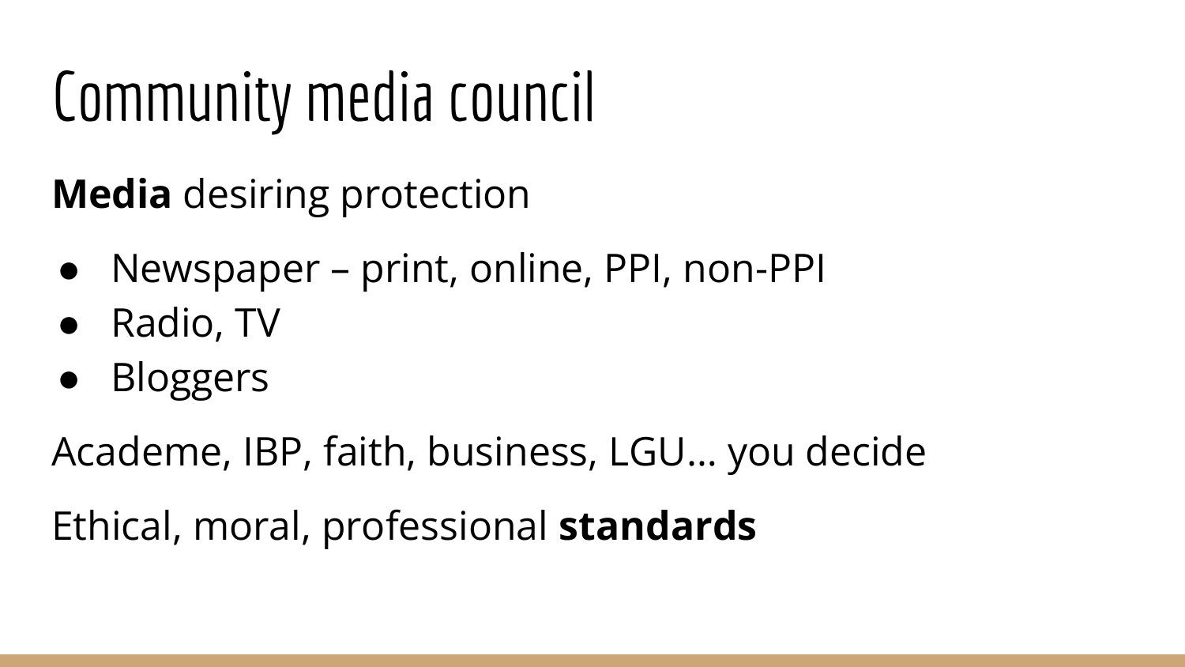# Community media council

**Media** desiring protection

- Newspaper – print, online, PPI, non-PPI
- Radio, TV
- Bloggers

Academe, IBP, faith, business, LGU… you decide

Ethical, moral, professional **standards**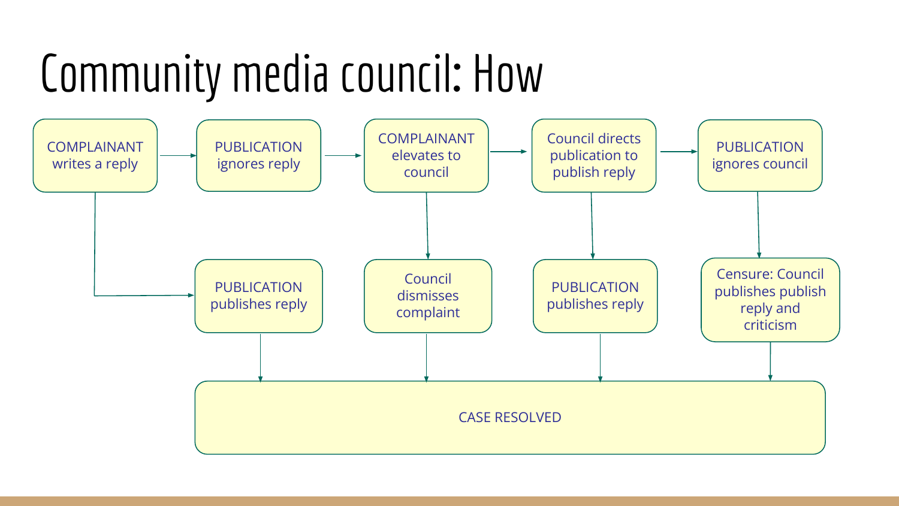# Community media council: How

- COMPLAINANT writes a reply
  - → PUBLICATION publishes reply → CASE RESOLVED
  - → PUBLICATION ignores reply
    - → COMPLAINANT elevates to council
      - → Council dismisses complaint → CASE RESOLVED
      - → Council directs publication to publish reply
        - → PUBLICATION publishes reply → CASE RESOLVED
        - → PUBLICATION ignores council
          - → Censure: Council publishes publish reply and criticism → CASE RESOLVED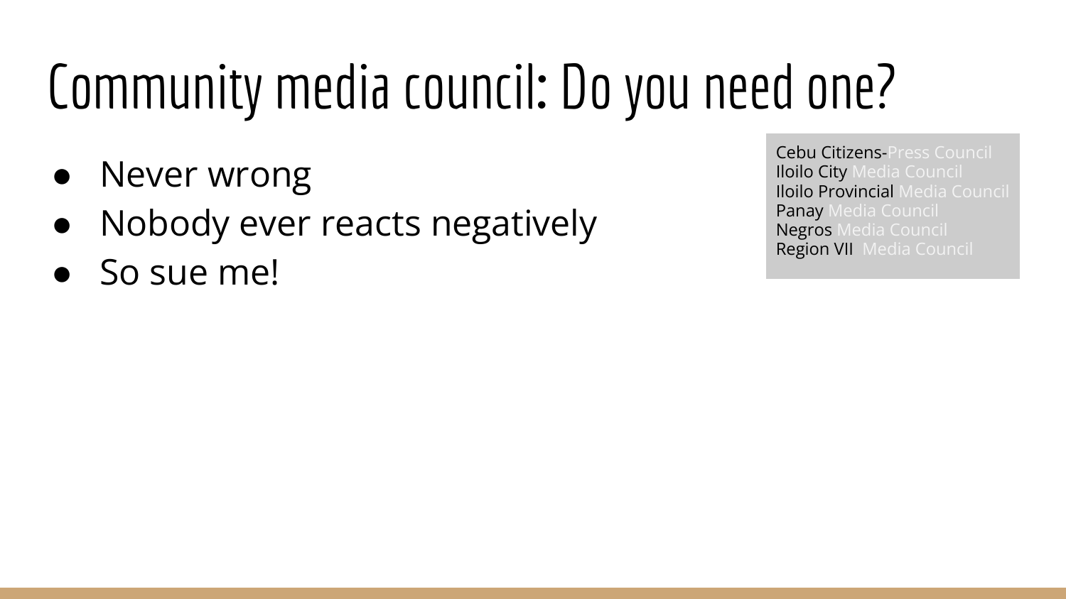# Community media council: Do you need one?

- Never wrong
- Nobody ever reacts negatively
- So sue me!

Cebu Citizens-Press Council
Iloilo City Media Council
Iloilo Provincial Media Council
Panay Media Council
Negros Media Council
Region VII Media Council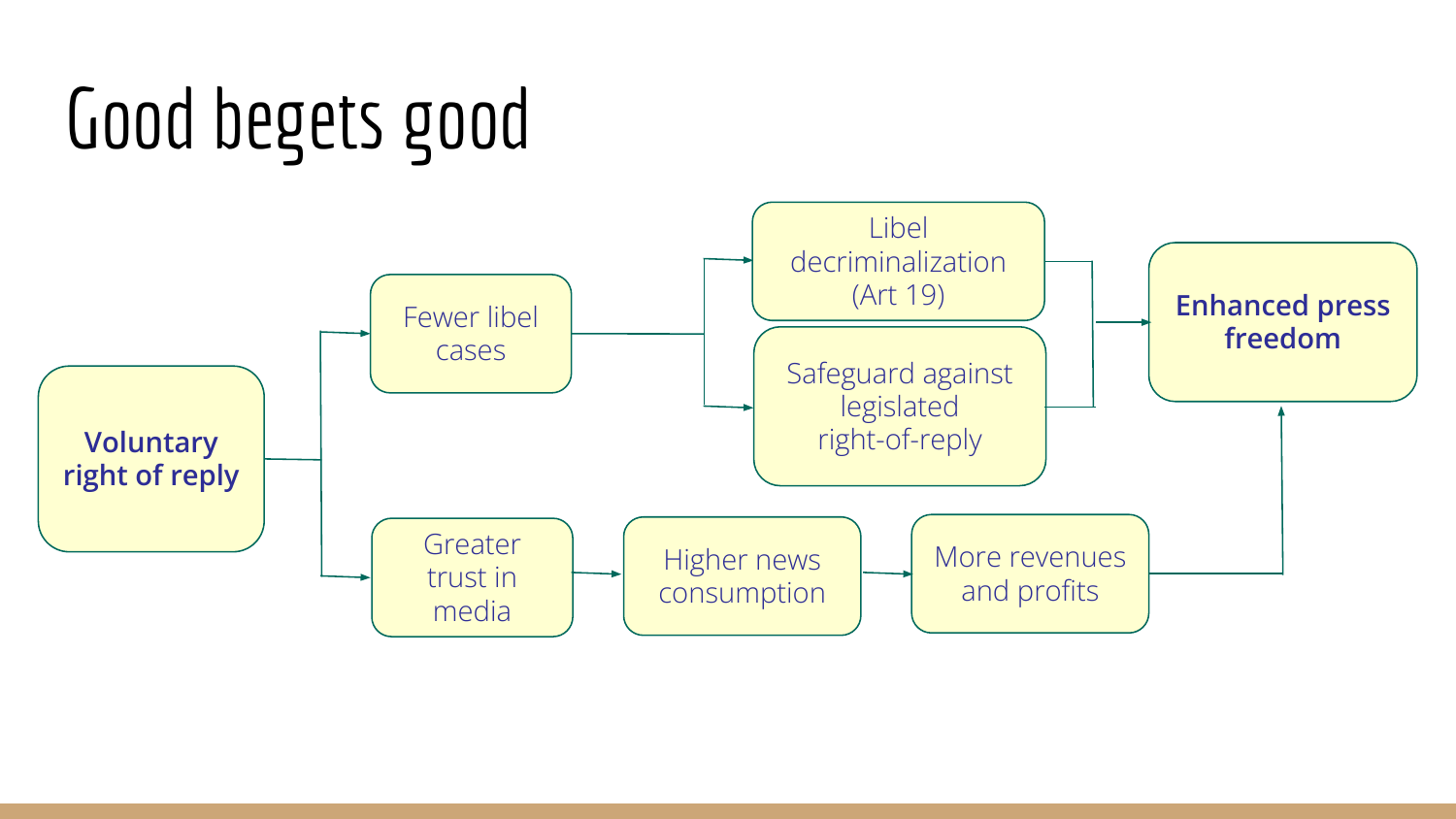# Good begets good

Voluntary right of reply

Fewer libel cases

Libel decriminalization (Art 19)

Safeguard against legislated right-of-reply

Greater trust in media

Higher news consumption

More revenues and profits

Enhanced press freedom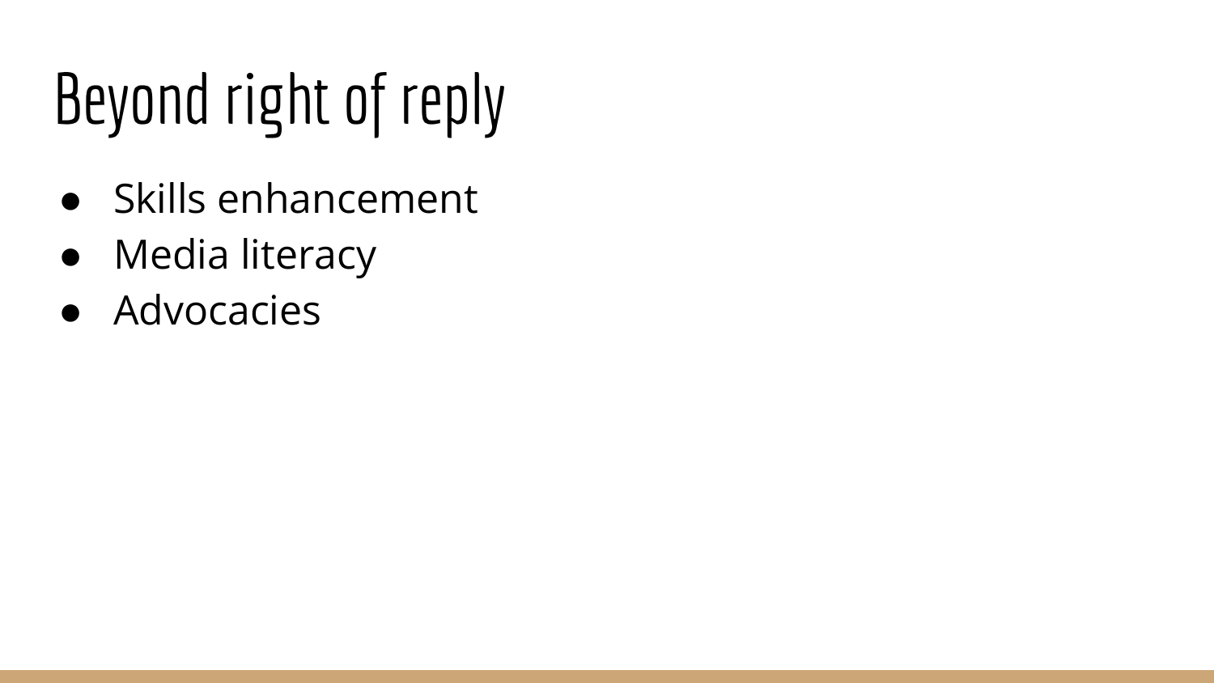# Beyond right of reply

- Skills enhancement
- Media literacy
- Advocacies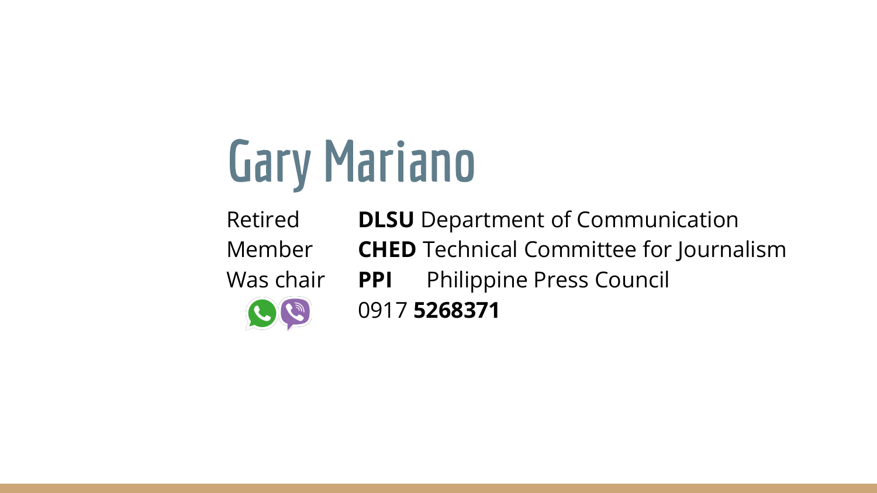# Gary Mariano

| | |
|---|---|
| Retired | **DLSU** Department of Communication |
| Member | **CHED** Technical Committee for Journalism |
| Was chair | **PPI** Philippine Press Council |
| | 0917 **5268371** |